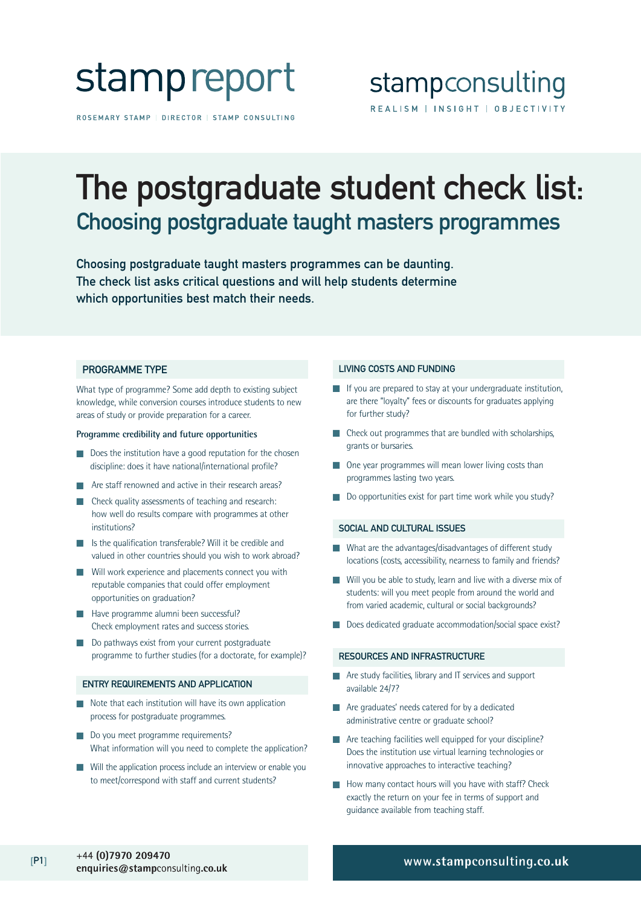stampreport

ROSEMARY STAMP | DIRECTOR | STAMP CONSULTING

stampconsulting

REALISM | INSIGHT | OBJECTIVITY

# The postgraduate student check list:

## Choosing postgraduate taught masters programmes

**Choosing postgraduate taught masters programmes can be daunting. The check list asks critical questions and will help students determine which opportunities best match their needs.**

### PROGRAMME TYPE

What type of programme? Some add depth to existing subject knowledge, while conversion courses introduce students to new areas of study or provide preparation for a career.

**Programme credibility and future opportunities**

- Does the institution have a good reputation for the chosen discipline: does it have national/international profile?
- Are staff renowned and active in their research areas?
- Check quality assessments of teaching and research: how well do results compare with programmes at other institutions?
- Is the qualification transferable? Will it be credible and valued in other countries should you wish to work abroad?
- Will work experience and placements connect you with reputable companies that could offer employment opportunities on graduation?
- Have programme alumni been successful? Check employment rates and success stories.
- Do pathways exist from your current postgraduate programme to further studies (for a doctorate, for example)?

### ENTRY REQUIREMENTS AND APPLICATION

- Note that each institution will have its own application process for postgraduate programmes.
- Do you meet programme requirements? What information will you need to complete the application?
- Will the application process include an interview or enable you to meet/correspond with staff and current students?

### LIVING COSTS AND FUNDING

- If you are prepared to stay at your undergraduate institution, are there "loyalty" fees or discounts for graduates applying for further study?
- Check out programmes that are bundled with scholarships, grants or bursaries.
- One year programmes will mean lower living costs than programmes lasting two years.
- Do opportunities exist for part time work while you study?

### SOCIAL AND CULTURAL ISSUES

- What are the advantages/disadvantages of different study locations (costs, accessibility, nearness to family and friends?
- Will you be able to study, learn and live with a diverse mix of students: will you meet people from around the world and from varied academic, cultural or social backgrounds?
- Does dedicated graduate accommodation/social space exist?

### RESOURCES AND INFRASTRUCTURE

- Are study facilities, library and IT services and support available 24/7?
- Are graduates' needs catered for by a dedicated administrative centre or graduate school?
- Are teaching facilities well equipped for your discipline? Does the institution use virtual learning technologies or innovative approaches to interactive teaching?
- How many contact hours will you have with staff? Check exactly the return on your fee in terms of support and guidance available from teaching staff.

+44 (0)7970 209470
enquiries@stampconsulting.co.uk

www.stampconsulting.co.uk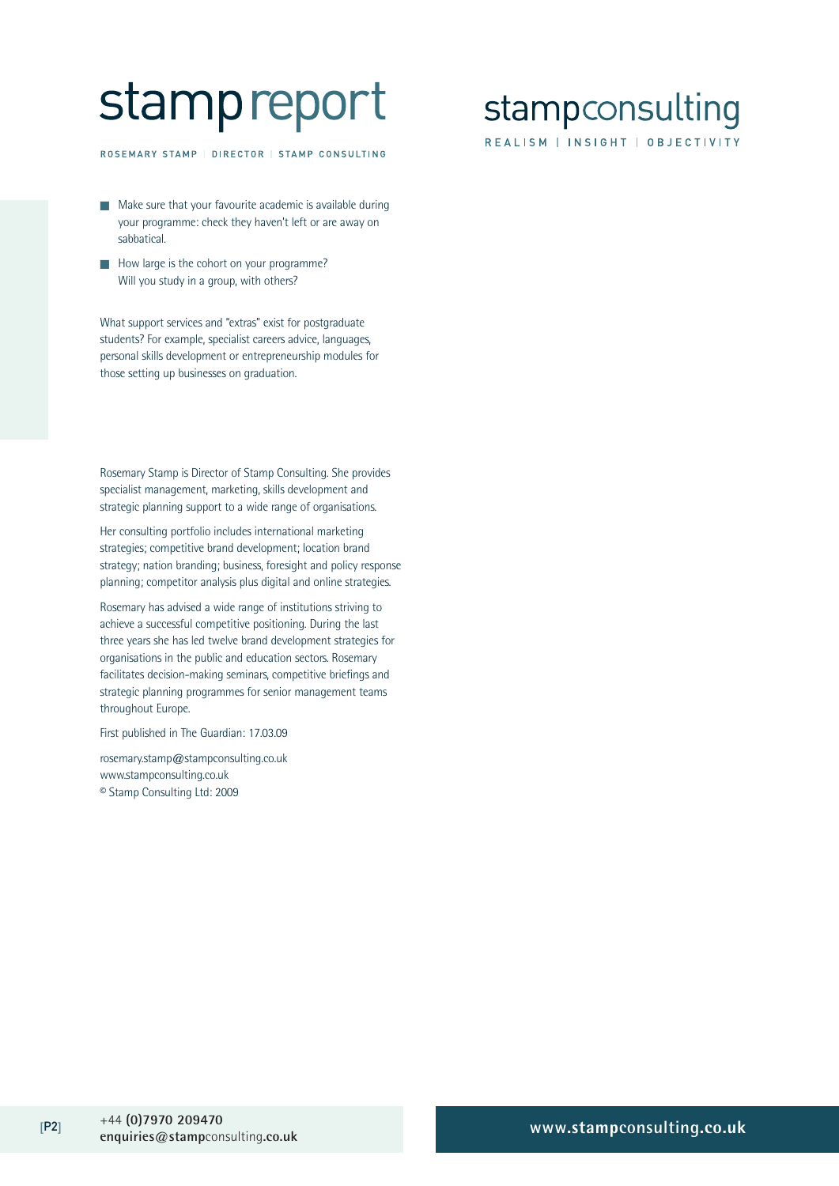- Make sure that your favourite academic is available during your programme: check they haven't left or are away on sabbatical.
- How large is the cohort on your programme? Will you study in a group, with others?

What support services and "extras" exist for postgraduate students? For example, specialist careers advice, languages, personal skills development or entrepreneurship modules for those setting up businesses on graduation.

Rosemary Stamp is Director of Stamp Consulting. She provides specialist management, marketing, skills development and strategic planning support to a wide range of organisations.

Her consulting portfolio includes international marketing strategies; competitive brand development; location brand strategy; nation branding; business, foresight and policy response planning; competitor analysis plus digital and online strategies.

Rosemary has advised a wide range of institutions striving to achieve a successful competitive positioning. During the last three years she has led twelve brand development strategies for organisations in the public and education sectors. Rosemary facilitates decision-making seminars, competitive briefings and strategic planning programmes for senior management teams throughout Europe.

First published in The Guardian: 17.03.09

rosemary.stamp@stampconsulting.co.uk
www.stampconsulting.co.uk
© Stamp Consulting Ltd: 2009